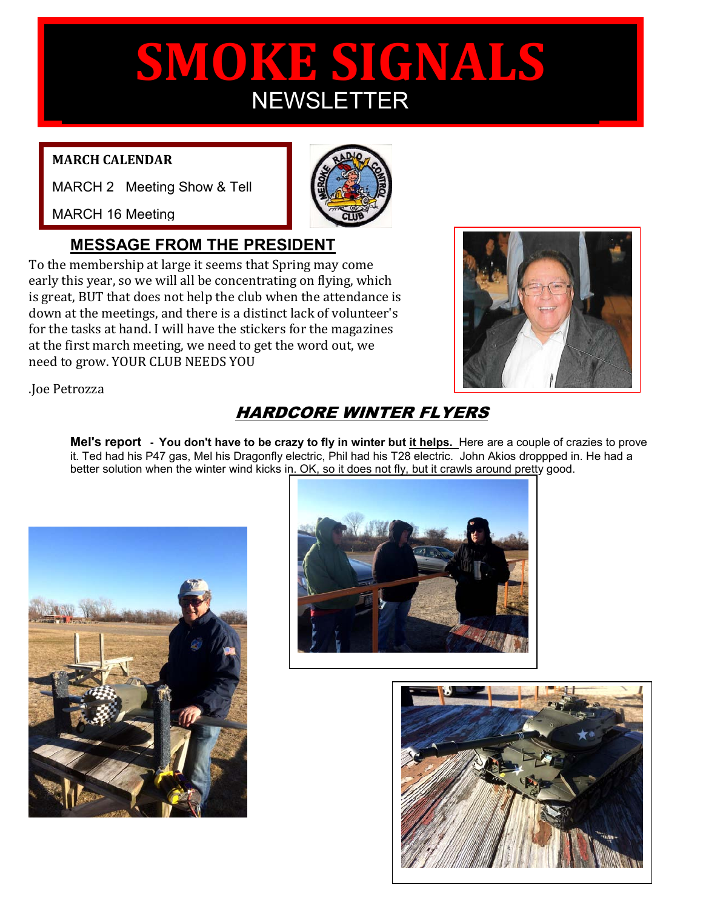# SMOKE SIGNALS

NEWSLETTER

**MARCH CALENDAR**

MARCH 2 Meeting Show & Tell

MARCH 16 Meeting

## MESSAGE FROM THE PRESIDENT

To the membership at large it seems that Spring may come early this year, so we will all be concentrating on flying, which is great, BUT that does not help the club when the attendance is down at the meetings, and there is a distinct lack of volunteer's for the tasks at hand. I will have the stickers for the magazines at the first march meeting, we need to get the word out, we need to grow. YOUR CLUB NEEDS YOU

.Joe Petrozza

## *HARDCORE WINTER FLYERS*

**Mel's report - You don't have to be crazy to fly in winter but it helps.** Here are a couple of crazies to prove it. Ted had his P47 gas, Mel his Dragonfly electric, Phil had his T28 electric. John Akios droppped in. He had a better solution when the winter wind kicks in. OK, so it does not fly, but it crawls around pretty good.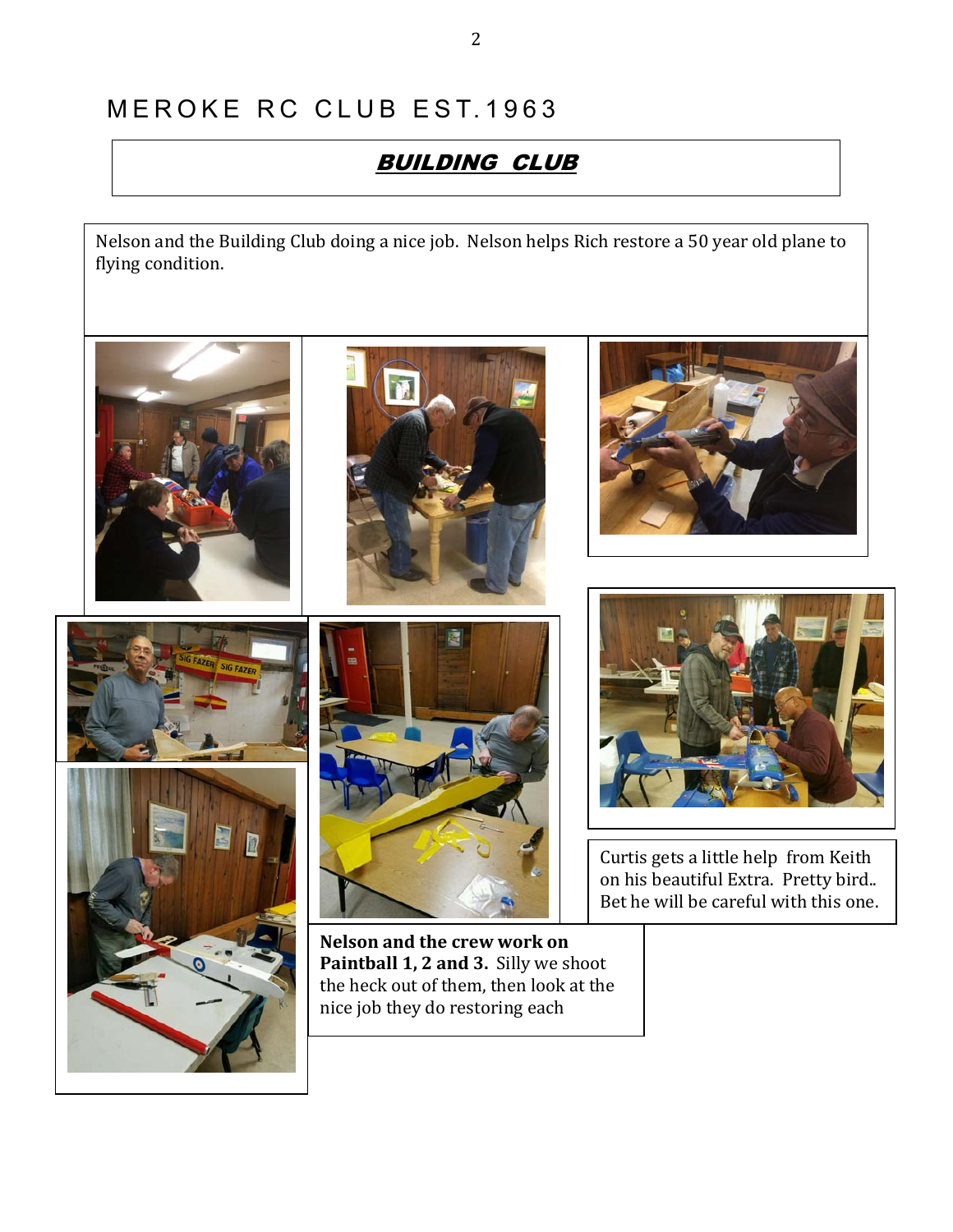# MEROKE RC CLUB EST.1963

## ***BUILDING CLUB***

Nelson and the Building Club doing a nice job. Nelson helps Rich restore a 50 year old plane to flying condition.

Curtis gets a little help from Keith on his beautiful Extra. Pretty bird.. Bet he will be careful with this one.

**Nelson and the crew work on Paintball 1, 2 and 3.** Silly we shoot the heck out of them, then look at the nice job they do restoring each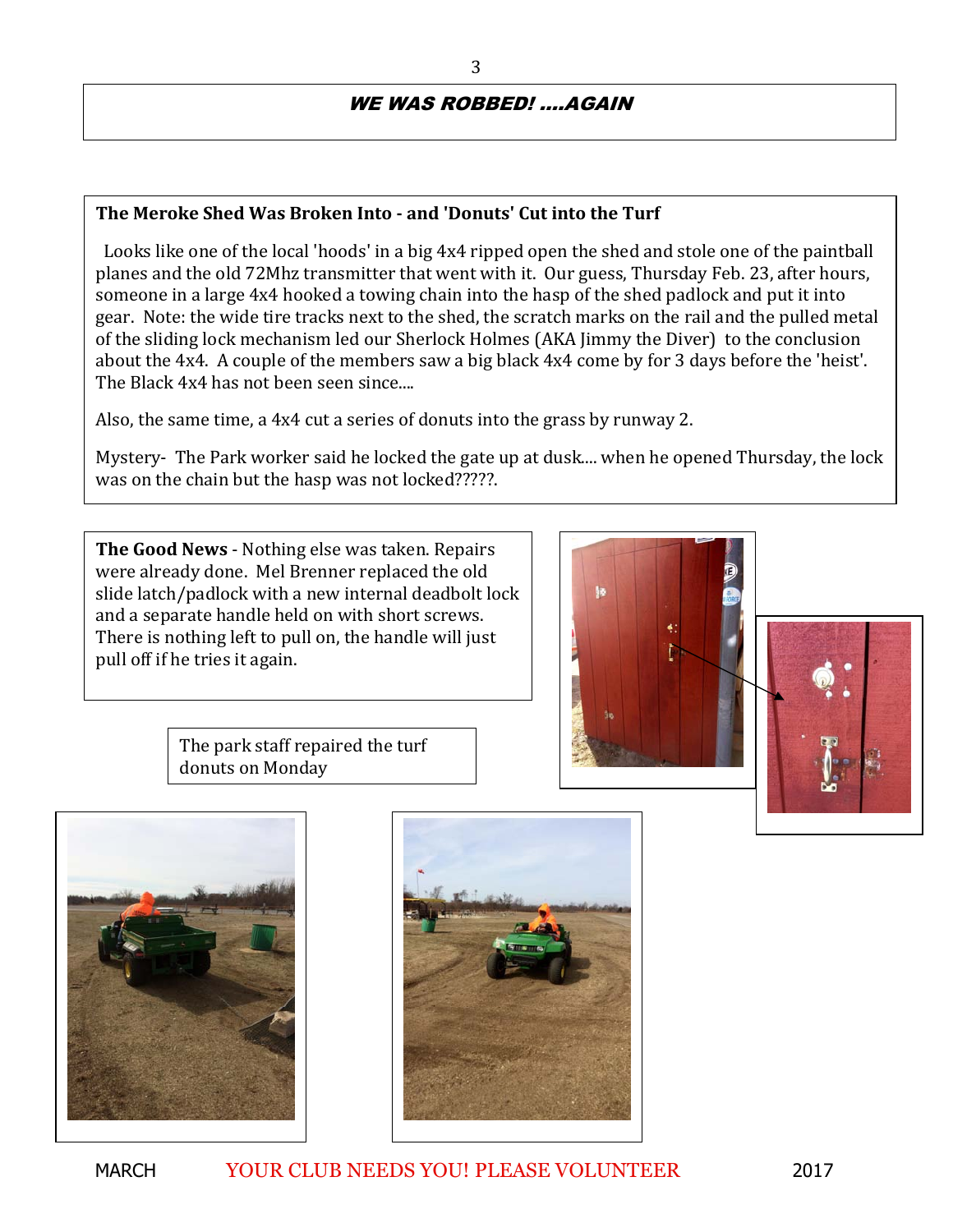# *WE WAS ROBBED! ....AGAIN*

**The Meroke Shed Was Broken Into - and 'Donuts' Cut into the Turf**

Looks like one of the local 'hoods' in a big 4x4 ripped open the shed and stole one of the paintball planes and the old 72Mhz transmitter that went with it. Our guess, Thursday Feb. 23, after hours, someone in a large 4x4 hooked a towing chain into the hasp of the shed padlock and put it into gear. Note: the wide tire tracks next to the shed, the scratch marks on the rail and the pulled metal of the sliding lock mechanism led our Sherlock Holmes (AKA Jimmy the Diver) to the conclusion about the 4x4. A couple of the members saw a big black 4x4 come by for 3 days before the 'heist'. The Black 4x4 has not been seen since....

Also, the same time, a 4x4 cut a series of donuts into the grass by runway 2.

Mystery- The Park worker said he locked the gate up at dusk.... when he opened Thursday, the lock was on the chain but the hasp was not locked?????.

**The Good News** - Nothing else was taken. Repairs were already done. Mel Brenner replaced the old slide latch/padlock with a new internal deadbolt lock and a separate handle held on with short screws. There is nothing left to pull on, the handle will just pull off if he tries it again.

The park staff repaired the turf donuts on Monday

YOUR CLUB NEEDS YOU! PLEASE VOLUNTEER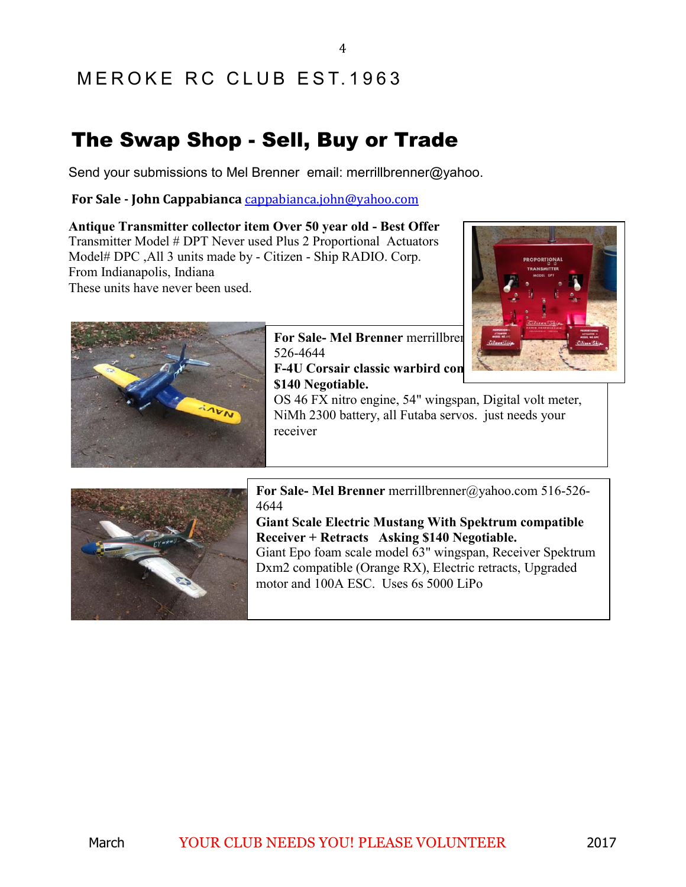MEROKE RC CLUB EST.1963

# The Swap Shop - Sell, Buy or Trade

Send your submissions to Mel Brenner email: merrillbrenner@yahoo.

**For Sale - John Cappabianca** cappabianca.john@yahoo.com

**Antique Transmitter collector item Over 50 year old - Best Offer**
Transmitter Model # DPT Never used Plus 2 Proportional Actuators Model# DPC ,All 3 units made by - Citizen - Ship RADIO. Corp. From Indianapolis, Indiana
These units have never been used.

**For Sale- Mel Brenner** merrillbrenner@yahoo.com 516-526-4644
**F-4U Corsair classic warbird con**
**$140 Negotiable.**
OS 46 FX nitro engine, 54" wingspan, Digital volt meter, NiMh 2300 battery, all Futaba servos. just needs your receiver

**For Sale- Mel Brenner** merrillbrenner@yahoo.com 516-526-4644
**Giant Scale Electric Mustang With Spektrum compatible Receiver + Retracts Asking $140 Negotiable.**
Giant Epo foam scale model 63" wingspan, Receiver Spektrum Dxm2 compatible (Orange RX), Electric retracts, Upgraded motor and 100A ESC. Uses 6s 5000 LiPo

March YOUR CLUB NEEDS YOU! PLEASE VOLUNTEER 2017